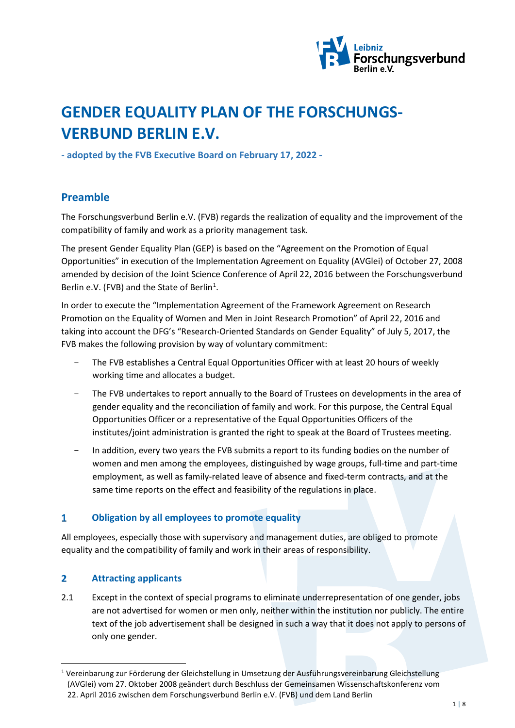# GENDER EQUALITY PLAN OF THE FORSCHUNGS-VERBUND BERLIN E.V.

**- adopted by the FVB Executive Board on February 17, 2022 -**

## Preamble

The Forschungsverbund Berlin e.V. (FVB) regards the realization of equality and the improvement of the compatibility of family and work as a priority management task.

The present Gender Equality Plan (GEP) is based on the "Agreement on the Promotion of Equal Opportunities" in execution of the Implementation Agreement on Equality (AVGlei) of October 27, 2008 amended by decision of the Joint Science Conference of April 22, 2016 between the Forschungsverbund Berlin e.V. (FVB) and the State of Berlin[1].

In order to execute the "Implementation Agreement of the Framework Agreement on Research Promotion on the Equality of Women and Men in Joint Research Promotion" of April 22, 2016 and taking into account the DFG's "Research-Oriented Standards on Gender Equality" of July 5, 2017, the FVB makes the following provision by way of voluntary commitment:

- The FVB establishes a Central Equal Opportunities Officer with at least 20 hours of weekly working time and allocates a budget.
- The FVB undertakes to report annually to the Board of Trustees on developments in the area of gender equality and the reconciliation of family and work. For this purpose, the Central Equal Opportunities Officer or a representative of the Equal Opportunities Officers of the institutes/joint administration is granted the right to speak at the Board of Trustees meeting.
- In addition, every two years the FVB submits a report to its funding bodies on the number of women and men among the employees, distinguished by wage groups, full-time and part-time employment, as well as family-related leave of absence and fixed-term contracts, and at the same time reports on the effect and feasibility of the regulations in place.

## 1 Obligation by all employees to promote equality

All employees, especially those with supervisory and management duties, are obliged to promote equality and the compatibility of family and work in their areas of responsibility.

## 2 Attracting applicants

2.1 Except in the context of special programs to eliminate underrepresentation of one gender, jobs are not advertised for women or men only, neither within the institution nor publicly. The entire text of the job advertisement shall be designed in such a way that it does not apply to persons of only one gender.

---

[1] Vereinbarung zur Förderung der Gleichstellung in Umsetzung der Ausführungsvereinbarung Gleichstellung (AVGlei) vom 27. Oktober 2008 geändert durch Beschluss der Gemeinsamen Wissenschaftskonferenz vom 22. April 2016 zwischen dem Forschungsverbund Berlin e.V. (FVB) und dem Land Berlin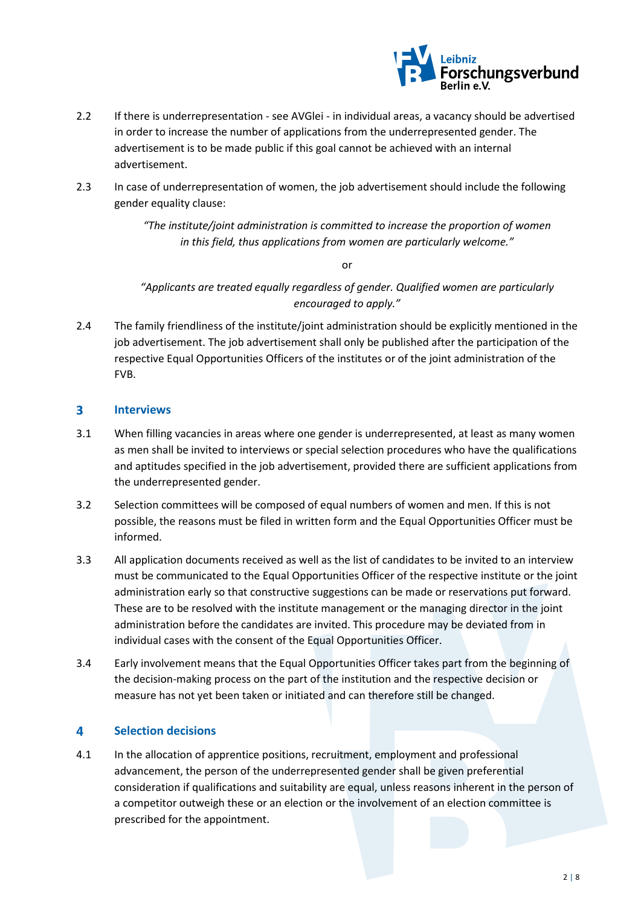2.2 If there is underrepresentation - see AVGlei - in individual areas, a vacancy should be advertised in order to increase the number of applications from the underrepresented gender. The advertisement is to be made public if this goal cannot be achieved with an internal advertisement.

2.3 In case of underrepresentation of women, the job advertisement should include the following gender equality clause:

> *"The institute/joint administration is committed to increase the proportion of women in this field, thus applications from women are particularly welcome."*
>
> or
>
> *"Applicants are treated equally regardless of gender. Qualified women are particularly encouraged to apply."*

2.4 The family friendliness of the institute/joint administration should be explicitly mentioned in the job advertisement. The job advertisement shall only be published after the participation of the respective Equal Opportunities Officers of the institutes or of the joint administration of the FVB.

## 3 Interviews

3.1 When filling vacancies in areas where one gender is underrepresented, at least as many women as men shall be invited to interviews or special selection procedures who have the qualifications and aptitudes specified in the job advertisement, provided there are sufficient applications from the underrepresented gender.

3.2 Selection committees will be composed of equal numbers of women and men. If this is not possible, the reasons must be filed in written form and the Equal Opportunities Officer must be informed.

3.3 All application documents received as well as the list of candidates to be invited to an interview must be communicated to the Equal Opportunities Officer of the respective institute or the joint administration early so that constructive suggestions can be made or reservations put forward. These are to be resolved with the institute management or the managing director in the joint administration before the candidates are invited. This procedure may be deviated from in individual cases with the consent of the Equal Opportunities Officer.

3.4 Early involvement means that the Equal Opportunities Officer takes part from the beginning of the decision-making process on the part of the institution and the respective decision or measure has not yet been taken or initiated and can therefore still be changed.

## 4 Selection decisions

4.1 In the allocation of apprentice positions, recruitment, employment and professional advancement, the person of the underrepresented gender shall be given preferential consideration if qualifications and suitability are equal, unless reasons inherent in the person of a competitor outweigh these or an election or the involvement of an election committee is prescribed for the appointment.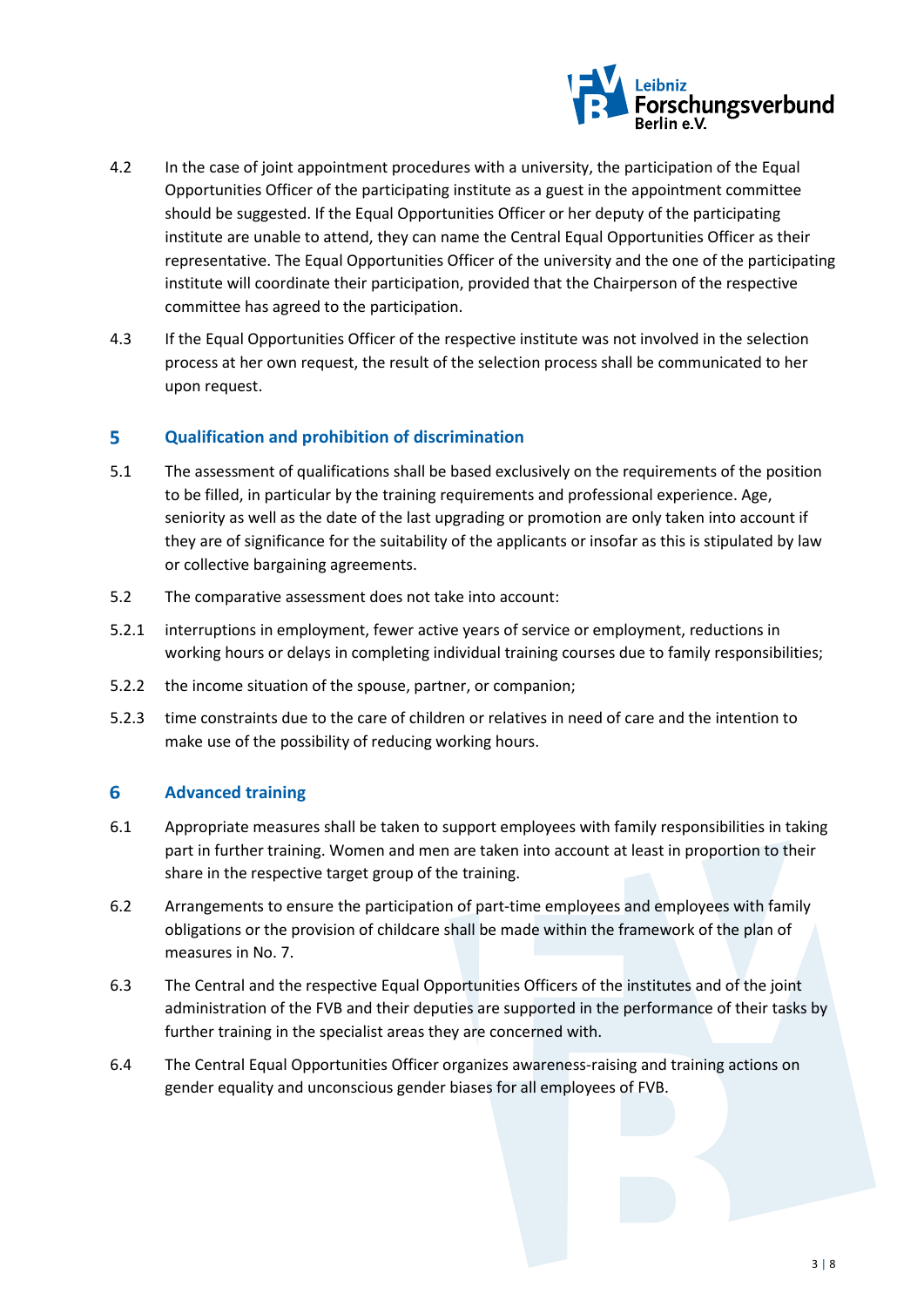4.2 In the case of joint appointment procedures with a university, the participation of the Equal Opportunities Officer of the participating institute as a guest in the appointment committee should be suggested. If the Equal Opportunities Officer or her deputy of the participating institute are unable to attend, they can name the Central Equal Opportunities Officer as their representative. The Equal Opportunities Officer of the university and the one of the participating institute will coordinate their participation, provided that the Chairperson of the respective committee has agreed to the participation.

4.3 If the Equal Opportunities Officer of the respective institute was not involved in the selection process at her own request, the result of the selection process shall be communicated to her upon request.

## 5 Qualification and prohibition of discrimination

5.1 The assessment of qualifications shall be based exclusively on the requirements of the position to be filled, in particular by the training requirements and professional experience. Age, seniority as well as the date of the last upgrading or promotion are only taken into account if they are of significance for the suitability of the applicants or insofar as this is stipulated by law or collective bargaining agreements.

5.2 The comparative assessment does not take into account:

5.2.1 interruptions in employment, fewer active years of service or employment, reductions in working hours or delays in completing individual training courses due to family responsibilities;

5.2.2 the income situation of the spouse, partner, or companion;

5.2.3 time constraints due to the care of children or relatives in need of care and the intention to make use of the possibility of reducing working hours.

## 6 Advanced training

6.1 Appropriate measures shall be taken to support employees with family responsibilities in taking part in further training. Women and men are taken into account at least in proportion to their share in the respective target group of the training.

6.2 Arrangements to ensure the participation of part-time employees and employees with family obligations or the provision of childcare shall be made within the framework of the plan of measures in No. 7.

6.3 The Central and the respective Equal Opportunities Officers of the institutes and of the joint administration of the FVB and their deputies are supported in the performance of their tasks by further training in the specialist areas they are concerned with.

6.4 The Central Equal Opportunities Officer organizes awareness-raising and training actions on gender equality and unconscious gender biases for all employees of FVB.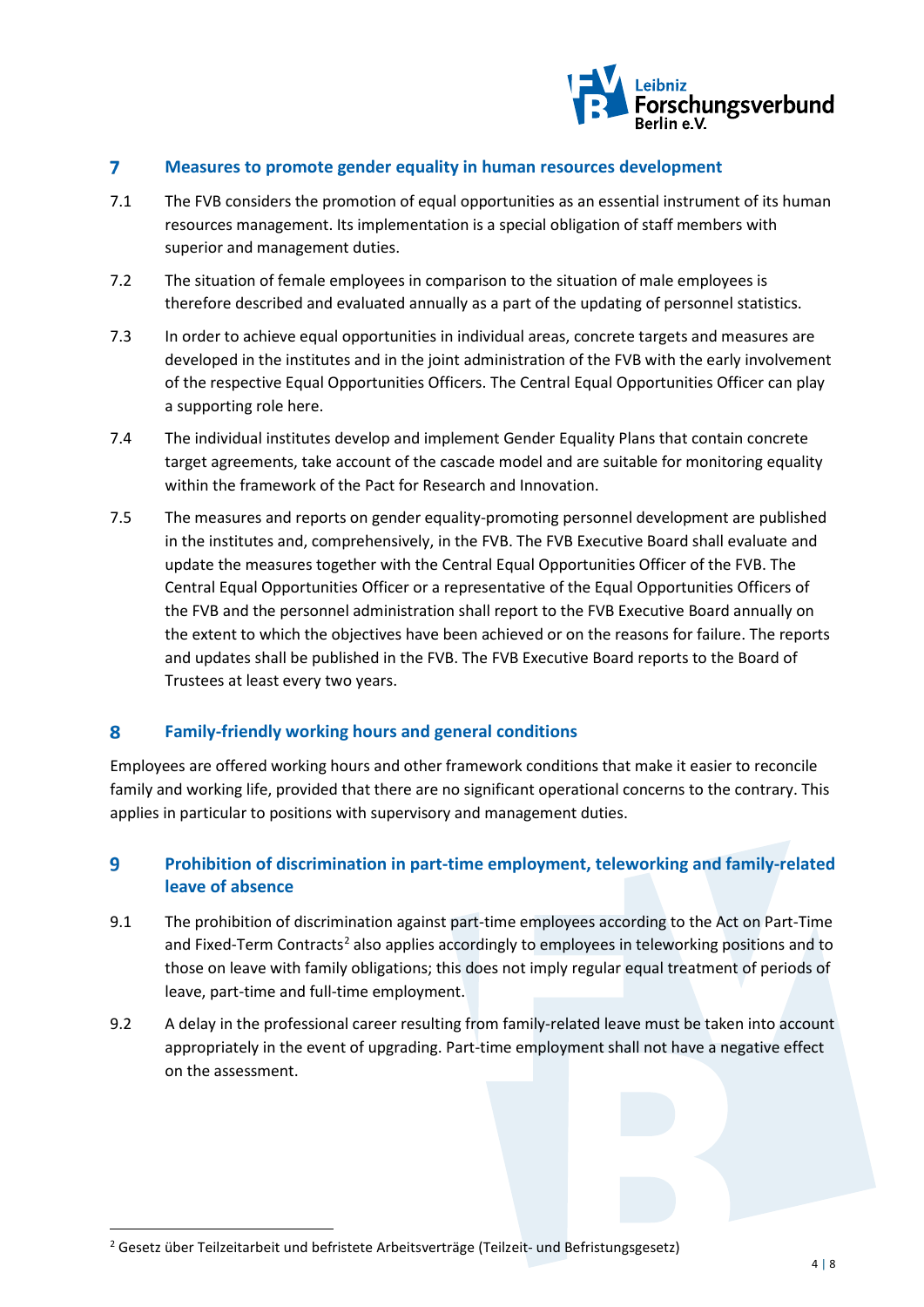## 7 Measures to promote gender equality in human resources development

7.1 The FVB considers the promotion of equal opportunities as an essential instrument of its human resources management. Its implementation is a special obligation of staff members with superior and management duties.

7.2 The situation of female employees in comparison to the situation of male employees is therefore described and evaluated annually as a part of the updating of personnel statistics.

7.3 In order to achieve equal opportunities in individual areas, concrete targets and measures are developed in the institutes and in the joint administration of the FVB with the early involvement of the respective Equal Opportunities Officers. The Central Equal Opportunities Officer can play a supporting role here.

7.4 The individual institutes develop and implement Gender Equality Plans that contain concrete target agreements, take account of the cascade model and are suitable for monitoring equality within the framework of the Pact for Research and Innovation.

7.5 The measures and reports on gender equality-promoting personnel development are published in the institutes and, comprehensively, in the FVB. The FVB Executive Board shall evaluate and update the measures together with the Central Equal Opportunities Officer of the FVB. The Central Equal Opportunities Officer or a representative of the Equal Opportunities Officers of the FVB and the personnel administration shall report to the FVB Executive Board annually on the extent to which the objectives have been achieved or on the reasons for failure. The reports and updates shall be published in the FVB. The FVB Executive Board reports to the Board of Trustees at least every two years.

## 8 Family-friendly working hours and general conditions

Employees are offered working hours and other framework conditions that make it easier to reconcile family and working life, provided that there are no significant operational concerns to the contrary. This applies in particular to positions with supervisory and management duties.

## 9 Prohibition of discrimination in part-time employment, teleworking and family-related leave of absence

9.1 The prohibition of discrimination against part-time employees according to the Act on Part-Time and Fixed-Term Contracts[2] also applies accordingly to employees in teleworking positions and to those on leave with family obligations; this does not imply regular equal treatment of periods of leave, part-time and full-time employment.

9.2 A delay in the professional career resulting from family-related leave must be taken into account appropriately in the event of upgrading. Part-time employment shall not have a negative effect on the assessment.

---

[2] Gesetz über Teilzeitarbeit und befristete Arbeitsverträge (Teilzeit- und Befristungsgesetz)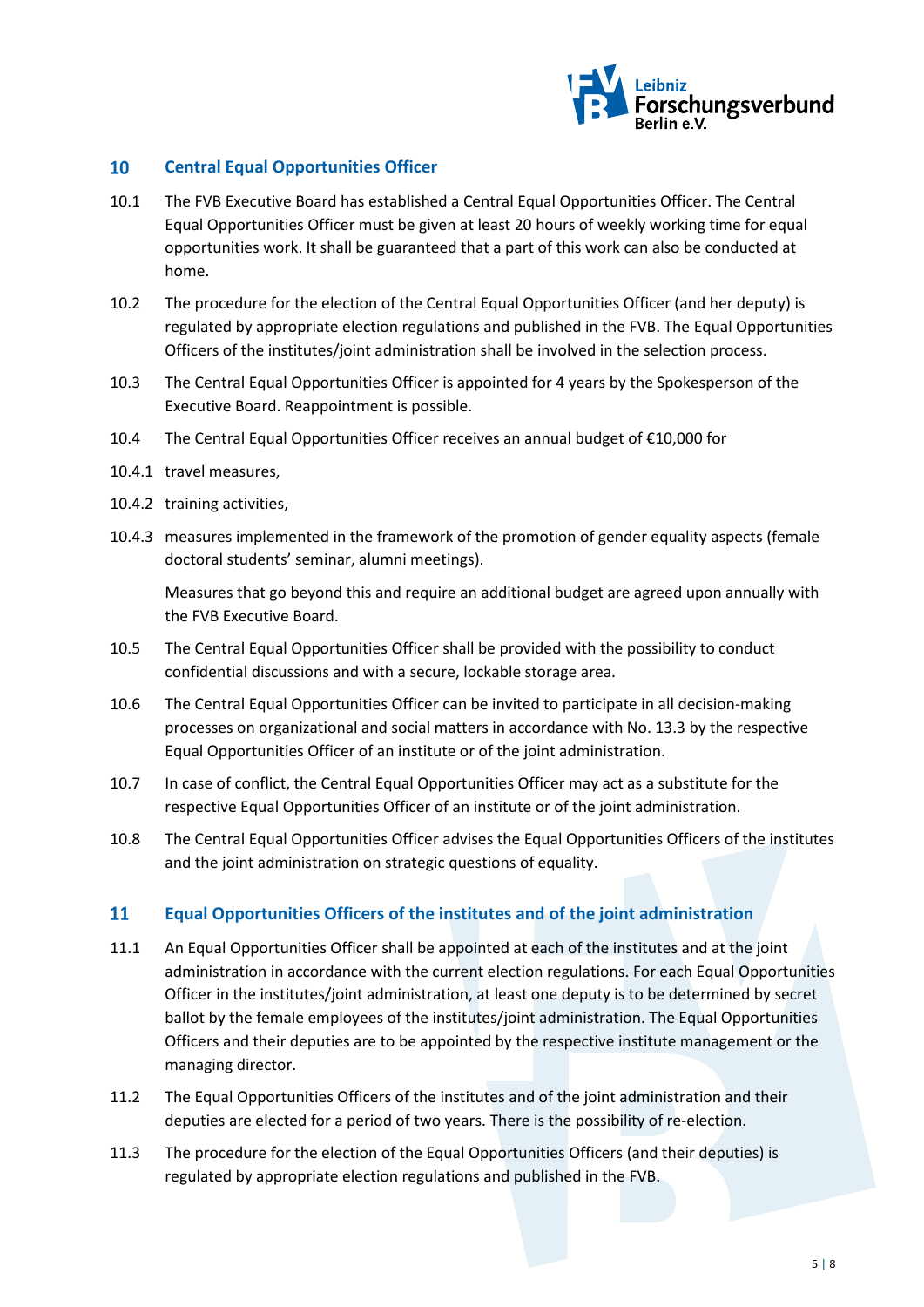## 10 Central Equal Opportunities Officer

10.1 The FVB Executive Board has established a Central Equal Opportunities Officer. The Central Equal Opportunities Officer must be given at least 20 hours of weekly working time for equal opportunities work. It shall be guaranteed that a part of this work can also be conducted at home.

10.2 The procedure for the election of the Central Equal Opportunities Officer (and her deputy) is regulated by appropriate election regulations and published in the FVB. The Equal Opportunities Officers of the institutes/joint administration shall be involved in the selection process.

10.3 The Central Equal Opportunities Officer is appointed for 4 years by the Spokesperson of the Executive Board. Reappointment is possible.

10.4 The Central Equal Opportunities Officer receives an annual budget of €10,000 for

10.4.1 travel measures,

10.4.2 training activities,

10.4.3 measures implemented in the framework of the promotion of gender equality aspects (female doctoral students' seminar, alumni meetings).

Measures that go beyond this and require an additional budget are agreed upon annually with the FVB Executive Board.

10.5 The Central Equal Opportunities Officer shall be provided with the possibility to conduct confidential discussions and with a secure, lockable storage area.

10.6 The Central Equal Opportunities Officer can be invited to participate in all decision-making processes on organizational and social matters in accordance with No. 13.3 by the respective Equal Opportunities Officer of an institute or of the joint administration.

10.7 In case of conflict, the Central Equal Opportunities Officer may act as a substitute for the respective Equal Opportunities Officer of an institute or of the joint administration.

10.8 The Central Equal Opportunities Officer advises the Equal Opportunities Officers of the institutes and the joint administration on strategic questions of equality.

## 11 Equal Opportunities Officers of the institutes and of the joint administration

11.1 An Equal Opportunities Officer shall be appointed at each of the institutes and at the joint administration in accordance with the current election regulations. For each Equal Opportunities Officer in the institutes/joint administration, at least one deputy is to be determined by secret ballot by the female employees of the institutes/joint administration. The Equal Opportunities Officers and their deputies are to be appointed by the respective institute management or the managing director.

11.2 The Equal Opportunities Officers of the institutes and of the joint administration and their deputies are elected for a period of two years. There is the possibility of re-election.

11.3 The procedure for the election of the Equal Opportunities Officers (and their deputies) is regulated by appropriate election regulations and published in the FVB.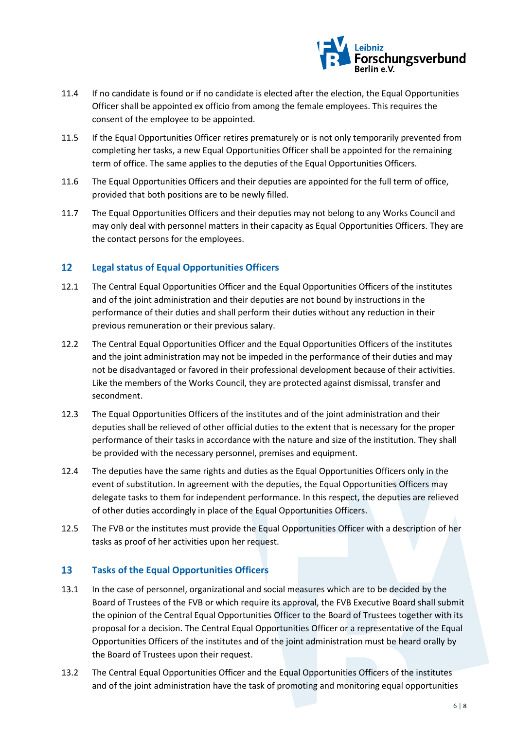11.4 If no candidate is found or if no candidate is elected after the election, the Equal Opportunities Officer shall be appointed ex officio from among the female employees. This requires the consent of the employee to be appointed.

11.5 If the Equal Opportunities Officer retires prematurely or is not only temporarily prevented from completing her tasks, a new Equal Opportunities Officer shall be appointed for the remaining term of office. The same applies to the deputies of the Equal Opportunities Officers.

11.6 The Equal Opportunities Officers and their deputies are appointed for the full term of office, provided that both positions are to be newly filled.

11.7 The Equal Opportunities Officers and their deputies may not belong to any Works Council and may only deal with personnel matters in their capacity as Equal Opportunities Officers. They are the contact persons for the employees.

## 12 Legal status of Equal Opportunities Officers

12.1 The Central Equal Opportunities Officer and the Equal Opportunities Officers of the institutes and of the joint administration and their deputies are not bound by instructions in the performance of their duties and shall perform their duties without any reduction in their previous remuneration or their previous salary.

12.2 The Central Equal Opportunities Officer and the Equal Opportunities Officers of the institutes and the joint administration may not be impeded in the performance of their duties and may not be disadvantaged or favored in their professional development because of their activities. Like the members of the Works Council, they are protected against dismissal, transfer and secondment.

12.3 The Equal Opportunities Officers of the institutes and of the joint administration and their deputies shall be relieved of other official duties to the extent that is necessary for the proper performance of their tasks in accordance with the nature and size of the institution. They shall be provided with the necessary personnel, premises and equipment.

12.4 The deputies have the same rights and duties as the Equal Opportunities Officers only in the event of substitution. In agreement with the deputies, the Equal Opportunities Officers may delegate tasks to them for independent performance. In this respect, the deputies are relieved of other duties accordingly in place of the Equal Opportunities Officers.

12.5 The FVB or the institutes must provide the Equal Opportunities Officer with a description of her tasks as proof of her activities upon her request.

## 13 Tasks of the Equal Opportunities Officers

13.1 In the case of personnel, organizational and social measures which are to be decided by the Board of Trustees of the FVB or which require its approval, the FVB Executive Board shall submit the opinion of the Central Equal Opportunities Officer to the Board of Trustees together with its proposal for a decision. The Central Equal Opportunities Officer or a representative of the Equal Opportunities Officers of the institutes and of the joint administration must be heard orally by the Board of Trustees upon their request.

13.2 The Central Equal Opportunities Officer and the Equal Opportunities Officers of the institutes and of the joint administration have the task of promoting and monitoring equal opportunities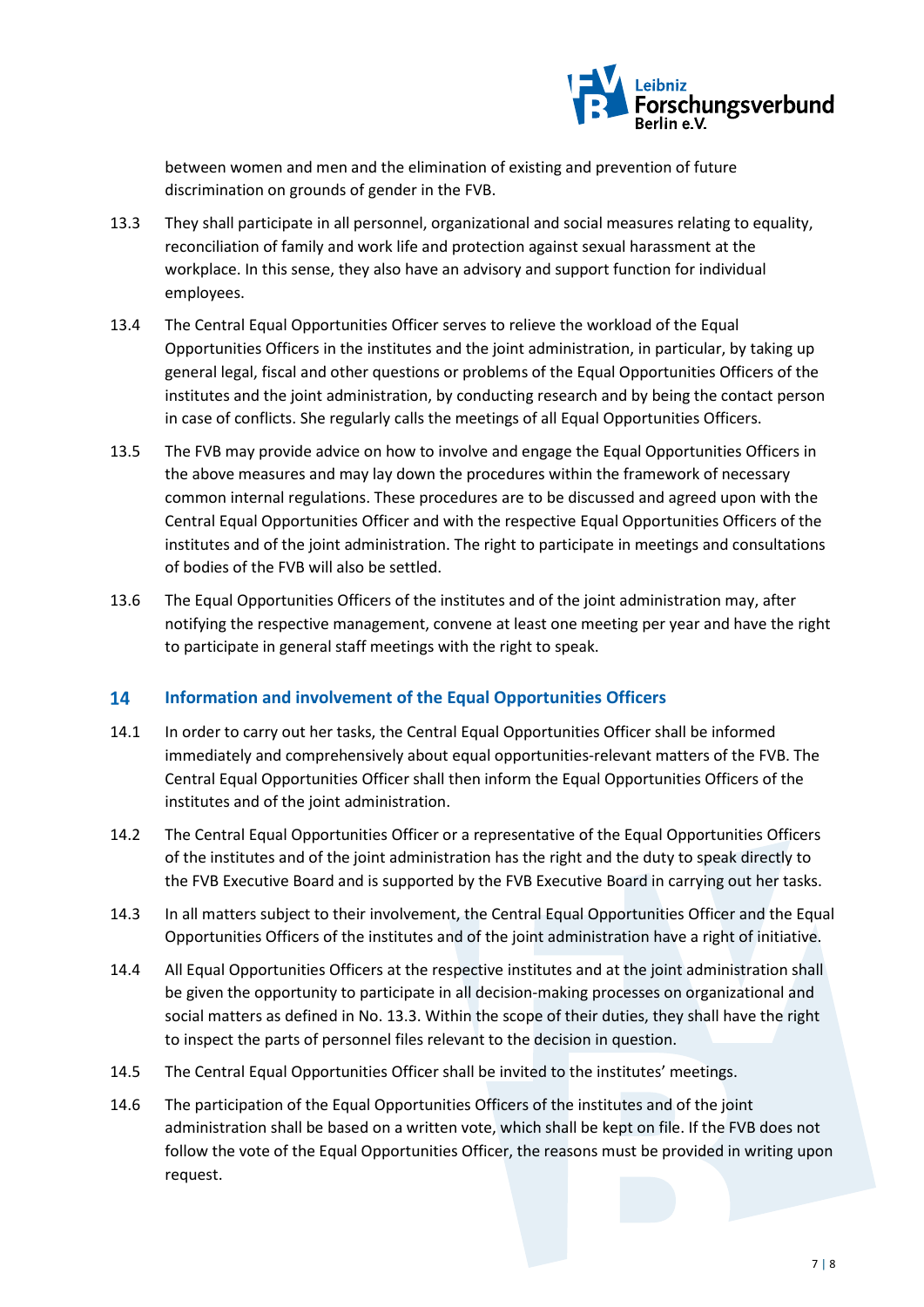between women and men and the elimination of existing and prevention of future discrimination on grounds of gender in the FVB.

13.3 They shall participate in all personnel, organizational and social measures relating to equality, reconciliation of family and work life and protection against sexual harassment at the workplace. In this sense, they also have an advisory and support function for individual employees.

13.4 The Central Equal Opportunities Officer serves to relieve the workload of the Equal Opportunities Officers in the institutes and the joint administration, in particular, by taking up general legal, fiscal and other questions or problems of the Equal Opportunities Officers of the institutes and the joint administration, by conducting research and by being the contact person in case of conflicts. She regularly calls the meetings of all Equal Opportunities Officers.

13.5 The FVB may provide advice on how to involve and engage the Equal Opportunities Officers in the above measures and may lay down the procedures within the framework of necessary common internal regulations. These procedures are to be discussed and agreed upon with the Central Equal Opportunities Officer and with the respective Equal Opportunities Officers of the institutes and of the joint administration. The right to participate in meetings and consultations of bodies of the FVB will also be settled.

13.6 The Equal Opportunities Officers of the institutes and of the joint administration may, after notifying the respective management, convene at least one meeting per year and have the right to participate in general staff meetings with the right to speak.

## 14 Information and involvement of the Equal Opportunities Officers

14.1 In order to carry out her tasks, the Central Equal Opportunities Officer shall be informed immediately and comprehensively about equal opportunities-relevant matters of the FVB. The Central Equal Opportunities Officer shall then inform the Equal Opportunities Officers of the institutes and of the joint administration.

14.2 The Central Equal Opportunities Officer or a representative of the Equal Opportunities Officers of the institutes and of the joint administration has the right and the duty to speak directly to the FVB Executive Board and is supported by the FVB Executive Board in carrying out her tasks.

14.3 In all matters subject to their involvement, the Central Equal Opportunities Officer and the Equal Opportunities Officers of the institutes and of the joint administration have a right of initiative.

14.4 All Equal Opportunities Officers at the respective institutes and at the joint administration shall be given the opportunity to participate in all decision-making processes on organizational and social matters as defined in No. 13.3. Within the scope of their duties, they shall have the right to inspect the parts of personnel files relevant to the decision in question.

14.5 The Central Equal Opportunities Officer shall be invited to the institutes' meetings.

14.6 The participation of the Equal Opportunities Officers of the institutes and of the joint administration shall be based on a written vote, which shall be kept on file. If the FVB does not follow the vote of the Equal Opportunities Officer, the reasons must be provided in writing upon request.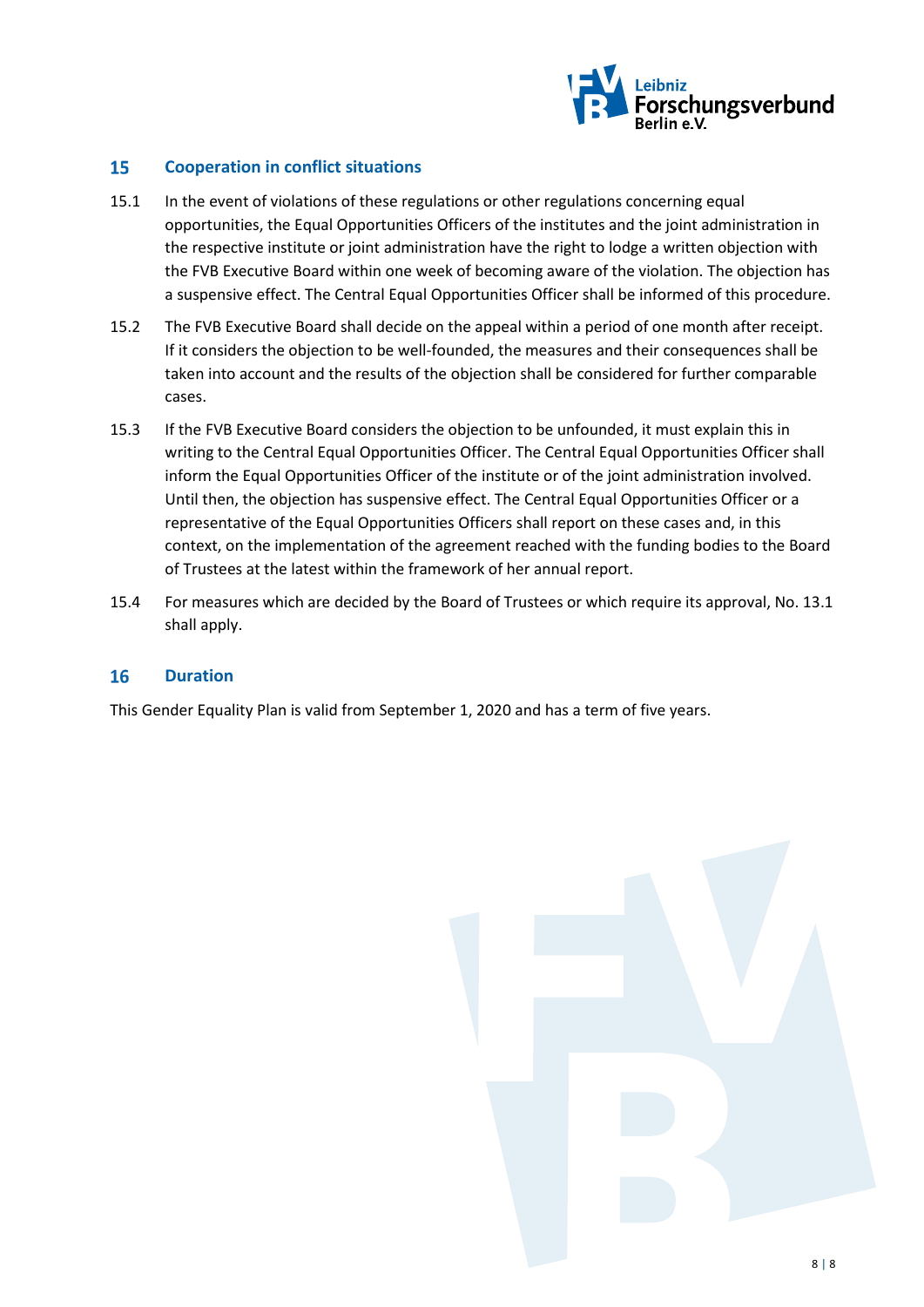## 15 Cooperation in conflict situations

15.1 In the event of violations of these regulations or other regulations concerning equal opportunities, the Equal Opportunities Officers of the institutes and the joint administration in the respective institute or joint administration have the right to lodge a written objection with the FVB Executive Board within one week of becoming aware of the violation. The objection has a suspensive effect. The Central Equal Opportunities Officer shall be informed of this procedure.

15.2 The FVB Executive Board shall decide on the appeal within a period of one month after receipt. If it considers the objection to be well-founded, the measures and their consequences shall be taken into account and the results of the objection shall be considered for further comparable cases.

15.3 If the FVB Executive Board considers the objection to be unfounded, it must explain this in writing to the Central Equal Opportunities Officer. The Central Equal Opportunities Officer shall inform the Equal Opportunities Officer of the institute or of the joint administration involved. Until then, the objection has suspensive effect. The Central Equal Opportunities Officer or a representative of the Equal Opportunities Officers shall report on these cases and, in this context, on the implementation of the agreement reached with the funding bodies to the Board of Trustees at the latest within the framework of her annual report.

15.4 For measures which are decided by the Board of Trustees or which require its approval, No. 13.1 shall apply.

## 16 Duration

This Gender Equality Plan is valid from September 1, 2020 and has a term of five years.